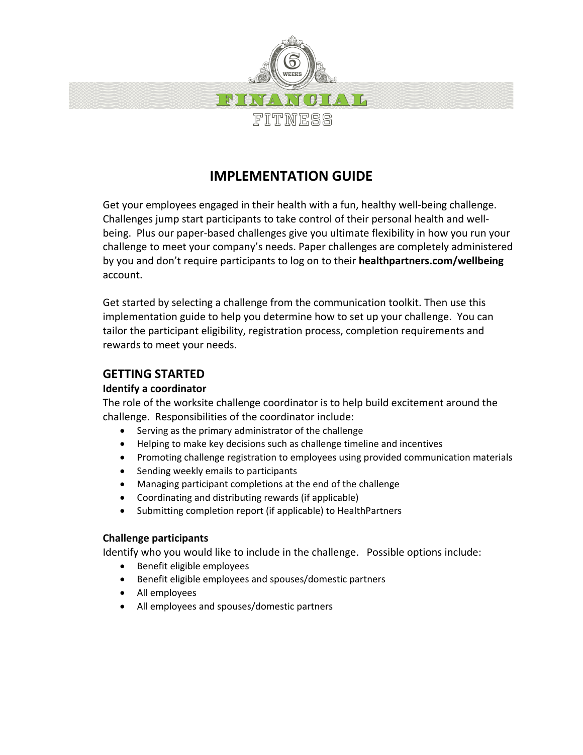6 WEEKS

FINANCIAL

FITNESS

# IMPLEMENTATION GUIDE

Get your employees engaged in their health with a fun, healthy well-being challenge. Challenges jump start participants to take control of their personal health and well-being. Plus our paper-based challenges give you ultimate flexibility in how you run your challenge to meet your company's needs. Paper challenges are completely administered by you and don't require participants to log on to their **healthpartners.com/wellbeing** account.

Get started by selecting a challenge from the communication toolkit. Then use this implementation guide to help you determine how to set up your challenge. You can tailor the participant eligibility, registration process, completion requirements and rewards to meet your needs.

## GETTING STARTED

### Identify a coordinator

The role of the worksite challenge coordinator is to help build excitement around the challenge. Responsibilities of the coordinator include:

- Serving as the primary administrator of the challenge
- Helping to make key decisions such as challenge timeline and incentives
- Promoting challenge registration to employees using provided communication materials
- Sending weekly emails to participants
- Managing participant completions at the end of the challenge
- Coordinating and distributing rewards (if applicable)
- Submitting completion report (if applicable) to HealthPartners

### Challenge participants

Identify who you would like to include in the challenge. Possible options include:

- Benefit eligible employees
- Benefit eligible employees and spouses/domestic partners
- All employees
- All employees and spouses/domestic partners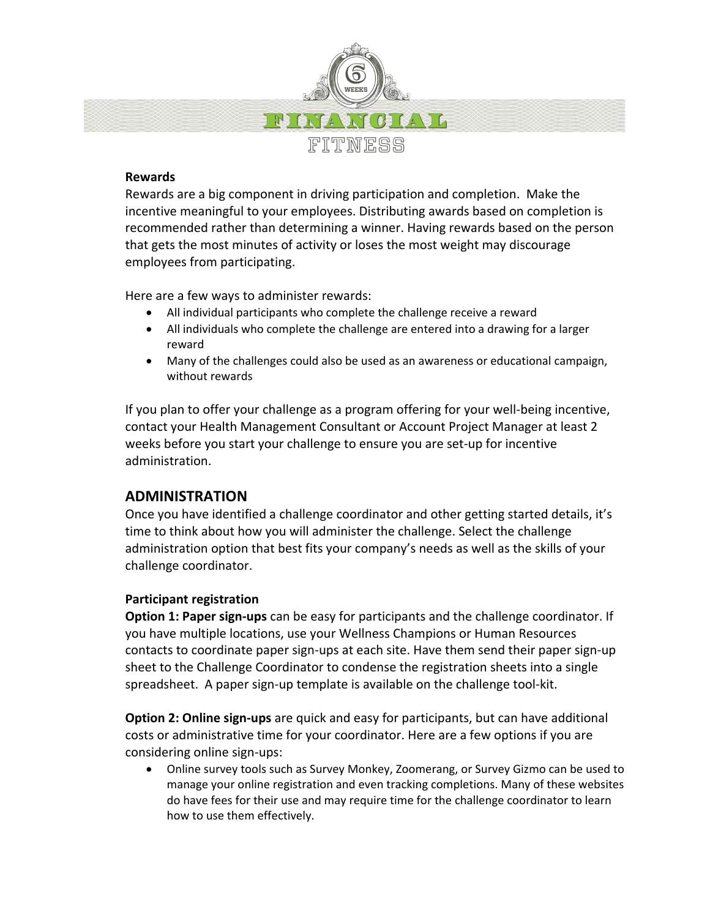### Rewards

Rewards are a big component in driving participation and completion. Make the incentive meaningful to your employees. Distributing awards based on completion is recommended rather than determining a winner. Having rewards based on the person that gets the most minutes of activity or loses the most weight may discourage employees from participating.

Here are a few ways to administer rewards:

- All individual participants who complete the challenge receive a reward
- All individuals who complete the challenge are entered into a drawing for a larger reward
- Many of the challenges could also be used as an awareness or educational campaign, without rewards

If you plan to offer your challenge as a program offering for your well-being incentive, contact your Health Management Consultant or Account Project Manager at least 2 weeks before you start your challenge to ensure you are set-up for incentive administration.

## ADMINISTRATION

Once you have identified a challenge coordinator and other getting started details, it's time to think about how you will administer the challenge. Select the challenge administration option that best fits your company's needs as well as the skills of your challenge coordinator.

### Participant registration

**Option 1: Paper sign-ups** can be easy for participants and the challenge coordinator. If you have multiple locations, use your Wellness Champions or Human Resources contacts to coordinate paper sign-ups at each site. Have them send their paper sign-up sheet to the Challenge Coordinator to condense the registration sheets into a single spreadsheet. A paper sign-up template is available on the challenge tool-kit.

**Option 2: Online sign-ups** are quick and easy for participants, but can have additional costs or administrative time for your coordinator. Here are a few options if you are considering online sign-ups:

- Online survey tools such as Survey Monkey, Zoomerang, or Survey Gizmo can be used to manage your online registration and even tracking completions. Many of these websites do have fees for their use and may require time for the challenge coordinator to learn how to use them effectively.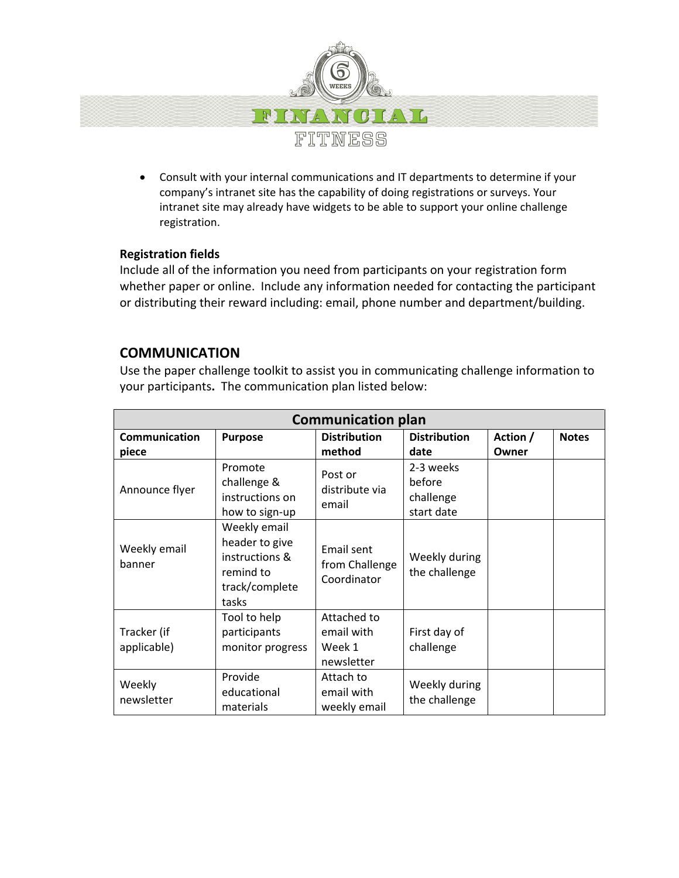- Consult with your internal communications and IT departments to determine if your company's intranet site has the capability of doing registrations or surveys. Your intranet site may already have widgets to be able to support your online challenge registration.

**Registration fields**

Include all of the information you need from participants on your registration form whether paper or online. Include any information needed for contacting the participant or distributing their reward including: email, phone number and department/building.

## COMMUNICATION

Use the paper challenge toolkit to assist you in communicating challenge information to your participants**.** The communication plan listed below:

| Communication plan | | | | | |
|---|---|---|---|---|---|
| **Communication piece** | **Purpose** | **Distribution method** | **Distribution date** | **Action / Owner** | **Notes** |
| Announce flyer | Promote challenge & instructions on how to sign-up | Post or distribute via email | 2-3 weeks before challenge start date | | |
| Weekly email banner | Weekly email header to give instructions & remind to track/complete tasks | Email sent from Challenge Coordinator | Weekly during the challenge | | |
| Tracker (if applicable) | Tool to help participants monitor progress | Attached to email with Week 1 newsletter | First day of challenge | | |
| Weekly newsletter | Provide educational materials | Attach to email with weekly email | Weekly during the challenge | | |